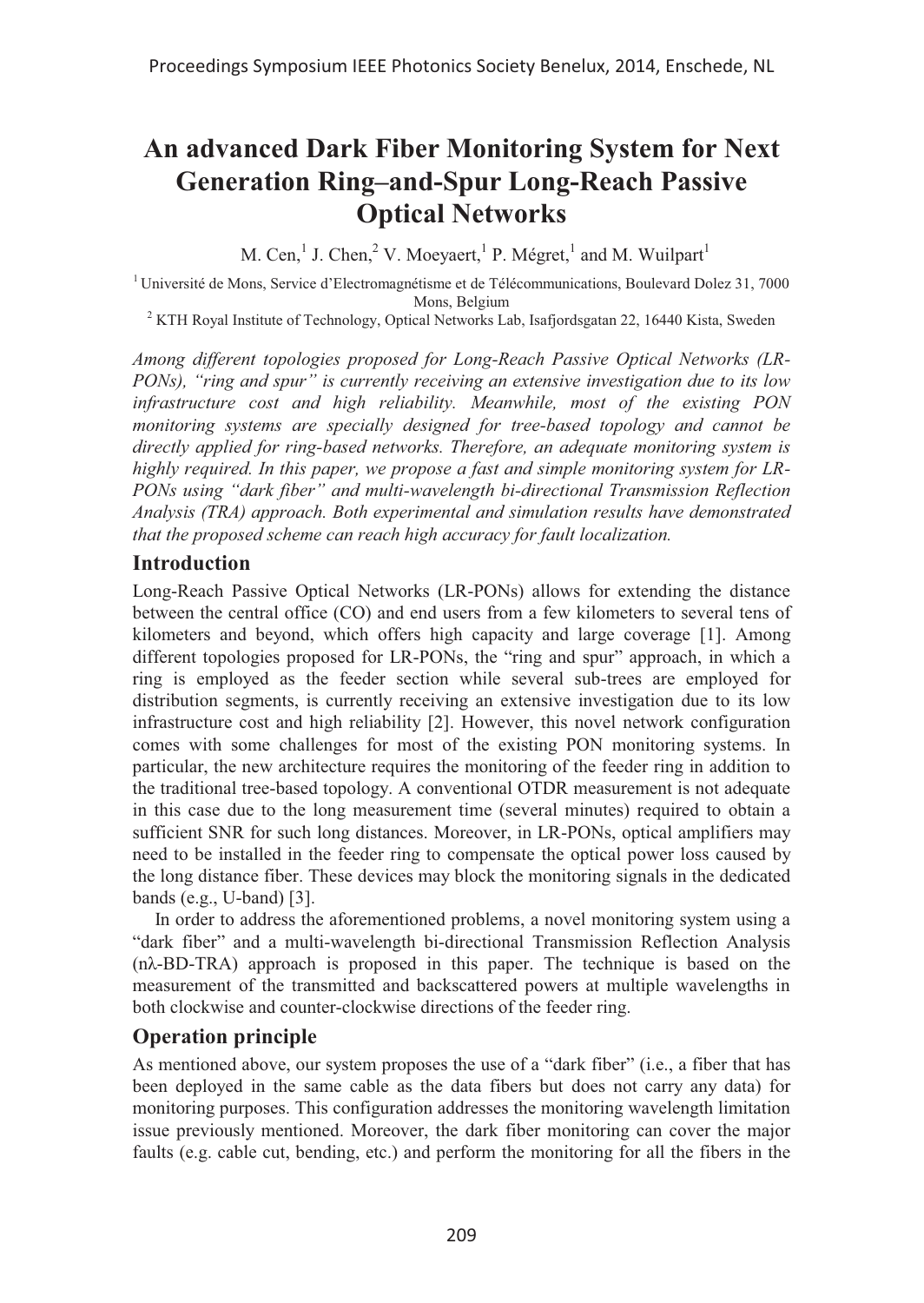# An advanced Dark Fiber Monitoring System for Next Generation Ring–and-Spur Long-Reach Passive Optical Networks

M. Cen,[1] J. Chen,[2] V. Moeyaert,[1] P. Mégret,[1] and M. Wuilpart[1]

[1] Université de Mons, Service d'Electromagnétisme et de Télécommunications, Boulevard Dolez 31, 7000 Mons, Belgium

[2] KTH Royal Institute of Technology, Optical Networks Lab, Isafjordsgatan 22, 16440 Kista, Sweden

*Among different topologies proposed for Long-Reach Passive Optical Networks (LR-PONs), "ring and spur" is currently receiving an extensive investigation due to its low infrastructure cost and high reliability. Meanwhile, most of the existing PON monitoring systems are specially designed for tree-based topology and cannot be directly applied for ring-based networks. Therefore, an adequate monitoring system is highly required. In this paper, we propose a fast and simple monitoring system for LR-PONs using "dark fiber" and multi-wavelength bi-directional Transmission Reflection Analysis (TRA) approach. Both experimental and simulation results have demonstrated that the proposed scheme can reach high accuracy for fault localization.*

## Introduction

Long-Reach Passive Optical Networks (LR-PONs) allows for extending the distance between the central office (CO) and end users from a few kilometers to several tens of kilometers and beyond, which offers high capacity and large coverage [1]. Among different topologies proposed for LR-PONs, the "ring and spur" approach, in which a ring is employed as the feeder section while several sub-trees are employed for distribution segments, is currently receiving an extensive investigation due to its low infrastructure cost and high reliability [2]. However, this novel network configuration comes with some challenges for most of the existing PON monitoring systems. In particular, the new architecture requires the monitoring of the feeder ring in addition to the traditional tree-based topology. A conventional OTDR measurement is not adequate in this case due to the long measurement time (several minutes) required to obtain a sufficient SNR for such long distances. Moreover, in LR-PONs, optical amplifiers may need to be installed in the feeder ring to compensate the optical power loss caused by the long distance fiber. These devices may block the monitoring signals in the dedicated bands (e.g., U-band) [3].

In order to address the aforementioned problems, a novel monitoring system using a "dark fiber" and a multi-wavelength bi-directional Transmission Reflection Analysis (nλ-BD-TRA) approach is proposed in this paper. The technique is based on the measurement of the transmitted and backscattered powers at multiple wavelengths in both clockwise and counter-clockwise directions of the feeder ring.

## Operation principle

As mentioned above, our system proposes the use of a "dark fiber" (i.e., a fiber that has been deployed in the same cable as the data fibers but does not carry any data) for monitoring purposes. This configuration addresses the monitoring wavelength limitation issue previously mentioned. Moreover, the dark fiber monitoring can cover the major faults (e.g. cable cut, bending, etc.) and perform the monitoring for all the fibers in the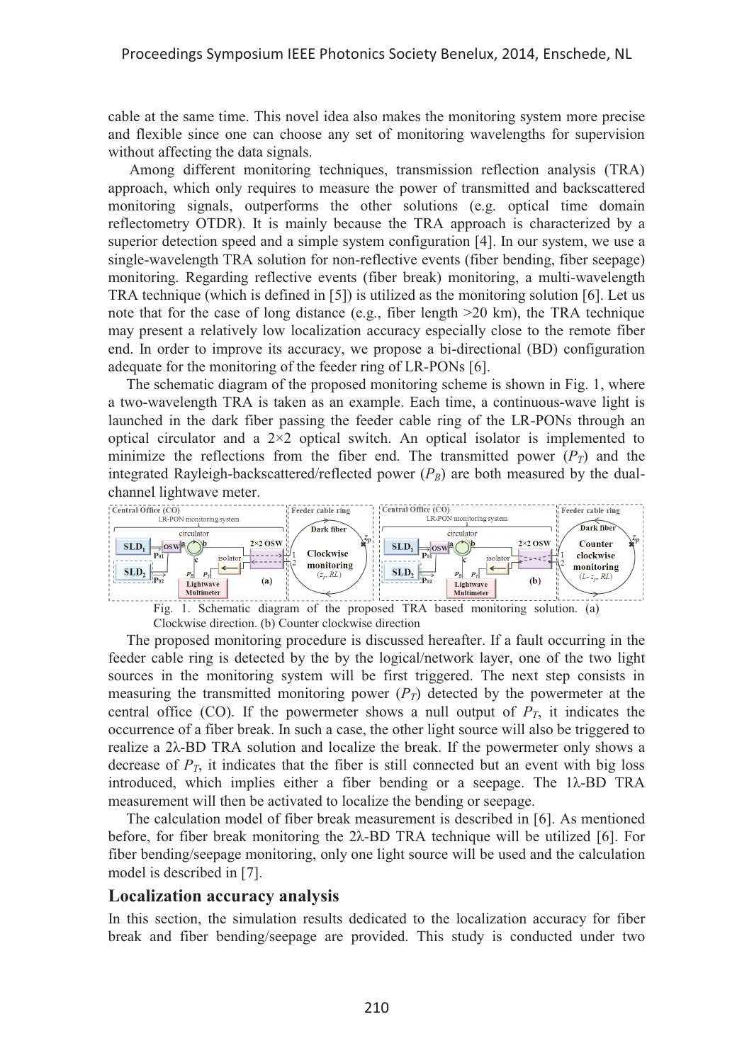cable at the same time. This novel idea also makes the monitoring system more precise and flexible since one can choose any set of monitoring wavelengths for supervision without affecting the data signals.

Among different monitoring techniques, transmission reflection analysis (TRA) approach, which only requires to measure the power of transmitted and backscattered monitoring signals, outperforms the other solutions (e.g. optical time domain reflectometry OTDR). It is mainly because the TRA approach is characterized by a superior detection speed and a simple system configuration [4]. In our system, we use a single-wavelength TRA solution for non-reflective events (fiber bending, fiber seepage) monitoring. Regarding reflective events (fiber break) monitoring, a multi-wavelength TRA technique (which is defined in [5]) is utilized as the monitoring solution [6]. Let us note that for the case of long distance (e.g., fiber length >20 km), the TRA technique may present a relatively low localization accuracy especially close to the remote fiber end. In order to improve its accuracy, we propose a bi-directional (BD) configuration adequate for the monitoring of the feeder ring of LR-PONs [6].

The schematic diagram of the proposed monitoring scheme is shown in Fig. 1, where a two-wavelength TRA is taken as an example. Each time, a continuous-wave light is launched in the dark fiber passing the feeder cable ring of the LR-PONs through an optical circulator and a 2×2 optical switch. An optical isolator is implemented to minimize the reflections from the fiber end. The transmitted power ($P_T$) and the integrated Rayleigh-backscattered/reflected power ($P_B$) are both measured by the dual-channel lightwave meter.

Fig. 1. Schematic diagram of the proposed TRA based monitoring solution. (a) Clockwise direction. (b) Counter clockwise direction

The proposed monitoring procedure is discussed hereafter. If a fault occurring in the feeder cable ring is detected by the by the logical/network layer, one of the two light sources in the monitoring system will be first triggered. The next step consists in measuring the transmitted monitoring power ($P_T$) detected by the powermeter at the central office (CO). If the powermeter shows a null output of $P_T$, it indicates the occurrence of a fiber break. In such a case, the other light source will also be triggered to realize a 2λ-BD TRA solution and localize the break. If the powermeter only shows a decrease of $P_T$, it indicates that the fiber is still connected but an event with big loss introduced, which implies either a fiber bending or a seepage. The 1λ-BD TRA measurement will then be activated to localize the bending or seepage.

The calculation model of fiber break measurement is described in [6]. As mentioned before, for fiber break monitoring the 2λ-BD TRA technique will be utilized [6]. For fiber bending/seepage monitoring, only one light source will be used and the calculation model is described in [7].

## Localization accuracy analysis

In this section, the simulation results dedicated to the localization accuracy for fiber break and fiber bending/seepage are provided. This study is conducted under two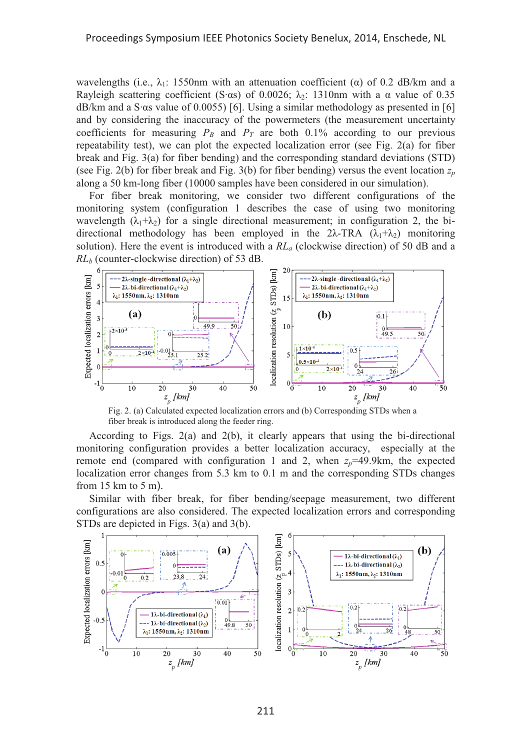wavelengths (i.e., $\lambda_1$: 1550nm with an attenuation coefficient ($\alpha$) of 0.2 dB/km and a Rayleigh scattering coefficient ($S\cdot\alpha s$) of 0.0026; $\lambda_2$: 1310nm with a $\alpha$ value of 0.35 dB/km and a $S\cdot\alpha s$ value of 0.0055) [6]. Using a similar methodology as presented in [6] and by considering the inaccuracy of the powermeters (the measurement uncertainty coefficients for measuring $P_B$ and $P_T$ are both 0.1% according to our previous repeatability test), we can plot the expected localization error (see Fig. 2(a) for fiber break and Fig. 3(a) for fiber bending) and the corresponding standard deviations (STD) (see Fig. 2(b) for fiber break and Fig. 3(b) for fiber bending) versus the event location $z_p$ along a 50 km-long fiber (10000 samples have been considered in our simulation).

For fiber break monitoring, we consider two different configurations of the monitoring system (configuration 1 describes the case of using two monitoring wavelength ($\lambda_1$+$\lambda_2$) for a single directional measurement; in configuration 2, the bi-directional methodology has been employed in the 2λ-TRA ($\lambda_1$+$\lambda_2$) monitoring solution). Here the event is introduced with a $RL_a$ (clockwise direction) of 50 dB and a $RL_b$ (counter-clockwise direction) of 53 dB.

Fig. 2. (a) Calculated expected localization errors and (b) Corresponding STDs when a fiber break is introduced along the feeder ring.

According to Figs. 2(a) and 2(b), it clearly appears that using the bi-directional monitoring configuration provides a better localization accuracy, especially at the remote end (compared with configuration 1 and 2, when $z_p$=49.9km, the expected localization error changes from 5.3 km to 0.1 m and the corresponding STDs changes from 15 km to 5 m).

Similar with fiber break, for fiber bending/seepage measurement, two different configurations are also considered. The expected localization errors and corresponding STDs are depicted in Figs. 3(a) and 3(b).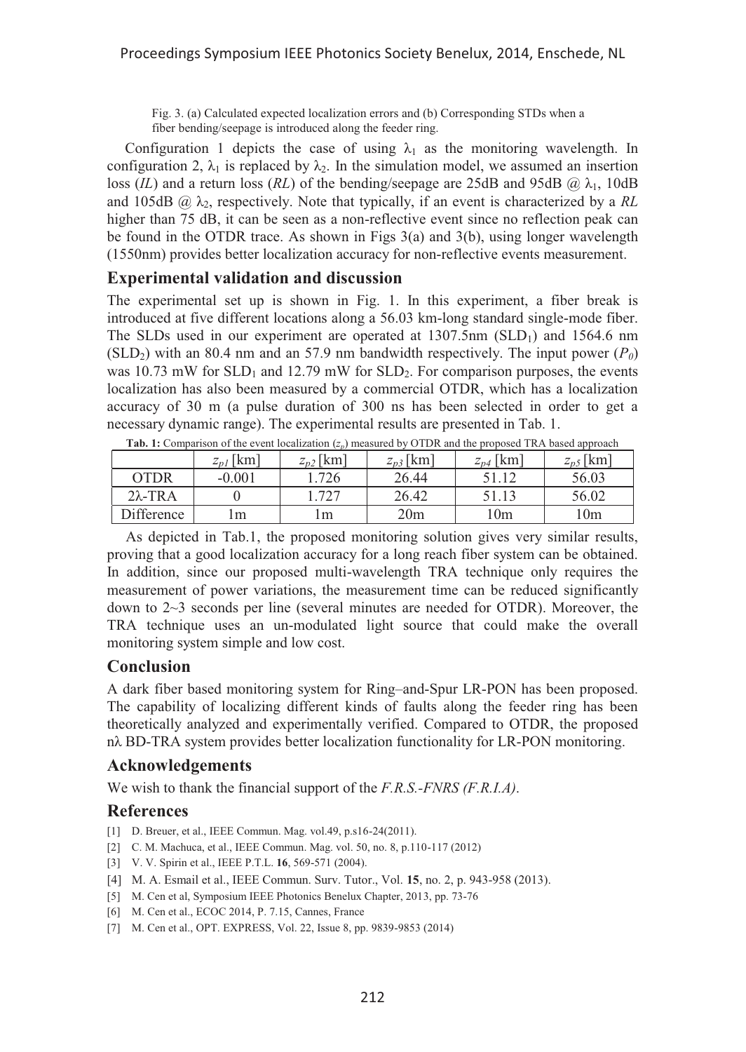Fig. 3. (a) Calculated expected localization errors and (b) Corresponding STDs when a fiber bending/seepage is introduced along the feeder ring.

Configuration 1 depicts the case of using $\lambda_1$ as the monitoring wavelength. In configuration 2, $\lambda_1$ is replaced by $\lambda_2$. In the simulation model, we assumed an insertion loss (*IL*) and a return loss (*RL*) of the bending/seepage are 25dB and 95dB @ $\lambda_1$, 10dB and 105dB @ $\lambda_2$, respectively. Note that typically, if an event is characterized by a *RL* higher than 75 dB, it can be seen as a non-reflective event since no reflection peak can be found in the OTDR trace. As shown in Figs 3(a) and 3(b), using longer wavelength (1550nm) provides better localization accuracy for non-reflective events measurement.

## Experimental validation and discussion

The experimental set up is shown in Fig. 1. In this experiment, a fiber break is introduced at five different locations along a 56.03 km-long standard single-mode fiber. The SLDs used in our experiment are operated at 1307.5nm ($SLD_1$) and 1564.6 nm ($SLD_2$) with an 80.4 nm and an 57.9 nm bandwidth respectively. The input power ($P_0$) was 10.73 mW for $SLD_1$ and 12.79 mW for $SLD_2$. For comparison purposes, the events localization has also been measured by a commercial OTDR, which has a localization accuracy of 30 m (a pulse duration of 300 ns has been selected in order to get a necessary dynamic range). The experimental results are presented in Tab. 1.

**Tab. 1:** Comparison of the event localization ($z_p$) measured by OTDR and the proposed TRA based approach

| | $z_{p1}$ [km] | $z_{p2}$ [km] | $z_{p3}$ [km] | $z_{p4}$ [km] | $z_{p5}$ [km] |
|---|---|---|---|---|---|
| OTDR | -0.001 | 1.726 | 26.44 | 51.12 | 56.03 |
| 2λ-TRA | 0 | 1.727 | 26.42 | 51.13 | 56.02 |
| Difference | 1m | 1m | 20m | 10m | 10m |

As depicted in Tab.1, the proposed monitoring solution gives very similar results, proving that a good localization accuracy for a long reach fiber system can be obtained. In addition, since our proposed multi-wavelength TRA technique only requires the measurement of power variations, the measurement time can be reduced significantly down to 2~3 seconds per line (several minutes are needed for OTDR). Moreover, the TRA technique uses an un-modulated light source that could make the overall monitoring system simple and low cost.

## Conclusion

A dark fiber based monitoring system for Ring–and-Spur LR-PON has been proposed. The capability of localizing different kinds of faults along the feeder ring has been theoretically analyzed and experimentally verified. Compared to OTDR, the proposed nλ BD-TRA system provides better localization functionality for LR-PON monitoring.

## Acknowledgements

We wish to thank the financial support of the *F.R.S.-FNRS (F.R.I.A)*.

## References

- [1] D. Breuer, et al., IEEE Commun. Mag. vol.49, p.s16-24(2011).
- [2] C. M. Machuca, et al., IEEE Commun. Mag. vol. 50, no. 8, p.110-117 (2012)
- [3] V. V. Spirin et al., IEEE P.T.L. **16**, 569-571 (2004).
- [4] M. A. Esmail et al., IEEE Commun. Surv. Tutor., Vol. **15**, no. 2, p. 943-958 (2013).
- [5] M. Cen et al, Symposium IEEE Photonics Benelux Chapter, 2013, pp. 73-76
- [6] M. Cen et al., ECOC 2014, P. 7.15, Cannes, France
- [7] M. Cen et al., OPT. EXPRESS, Vol. 22, Issue 8, pp. 9839-9853 (2014)